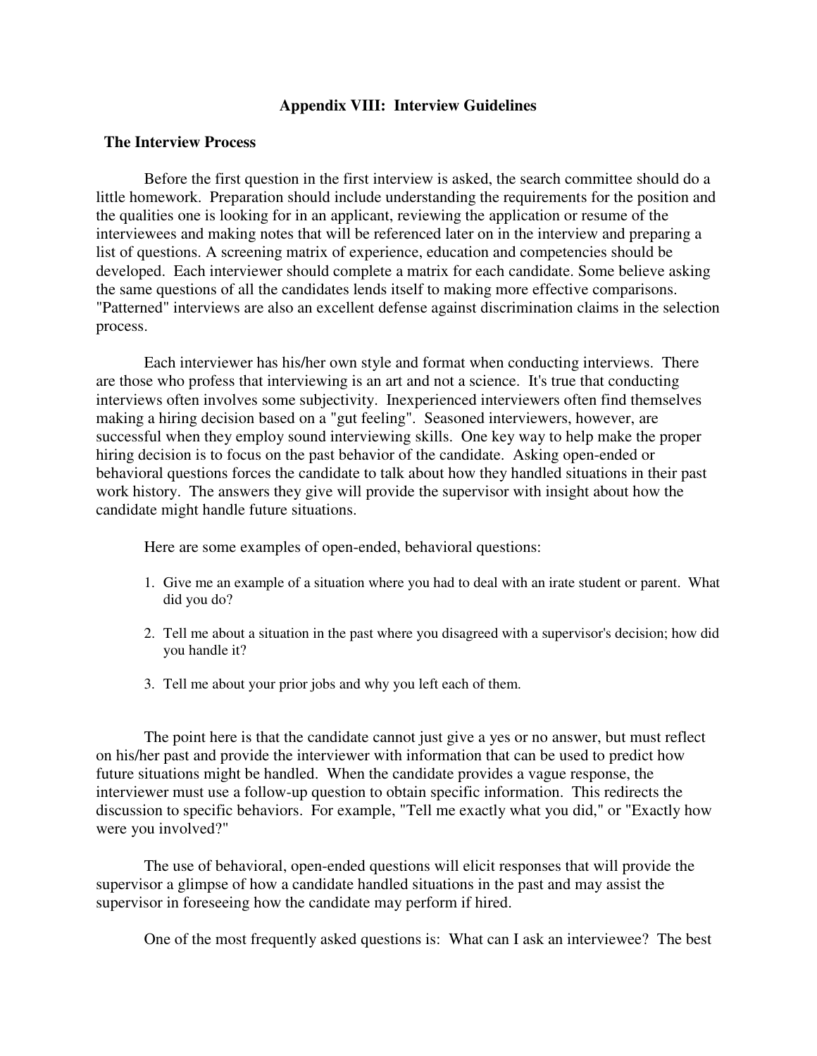# Appendix VIII: Interview Guidelines

## The Interview Process

Before the first question in the first interview is asked, the search committee should do a little homework. Preparation should include understanding the requirements for the position and the qualities one is looking for in an applicant, reviewing the application or resume of the interviewees and making notes that will be referenced later on in the interview and preparing a list of questions. A screening matrix of experience, education and competencies should be developed. Each interviewer should complete a matrix for each candidate. Some believe asking the same questions of all the candidates lends itself to making more effective comparisons. "Patterned" interviews are also an excellent defense against discrimination claims in the selection process.

Each interviewer has his/her own style and format when conducting interviews. There are those who profess that interviewing is an art and not a science. It's true that conducting interviews often involves some subjectivity. Inexperienced interviewers often find themselves making a hiring decision based on a "gut feeling". Seasoned interviewers, however, are successful when they employ sound interviewing skills. One key way to help make the proper hiring decision is to focus on the past behavior of the candidate. Asking open-ended or behavioral questions forces the candidate to talk about how they handled situations in their past work history. The answers they give will provide the supervisor with insight about how the candidate might handle future situations.

Here are some examples of open-ended, behavioral questions:

1. Give me an example of a situation where you had to deal with an irate student or parent. What did you do?
2. Tell me about a situation in the past where you disagreed with a supervisor's decision; how did you handle it?
3. Tell me about your prior jobs and why you left each of them.

The point here is that the candidate cannot just give a yes or no answer, but must reflect on his/her past and provide the interviewer with information that can be used to predict how future situations might be handled. When the candidate provides a vague response, the interviewer must use a follow-up question to obtain specific information. This redirects the discussion to specific behaviors. For example, "Tell me exactly what you did," or "Exactly how were you involved?"

The use of behavioral, open-ended questions will elicit responses that will provide the supervisor a glimpse of how a candidate handled situations in the past and may assist the supervisor in foreseeing how the candidate may perform if hired.

One of the most frequently asked questions is: What can I ask an interviewee? The best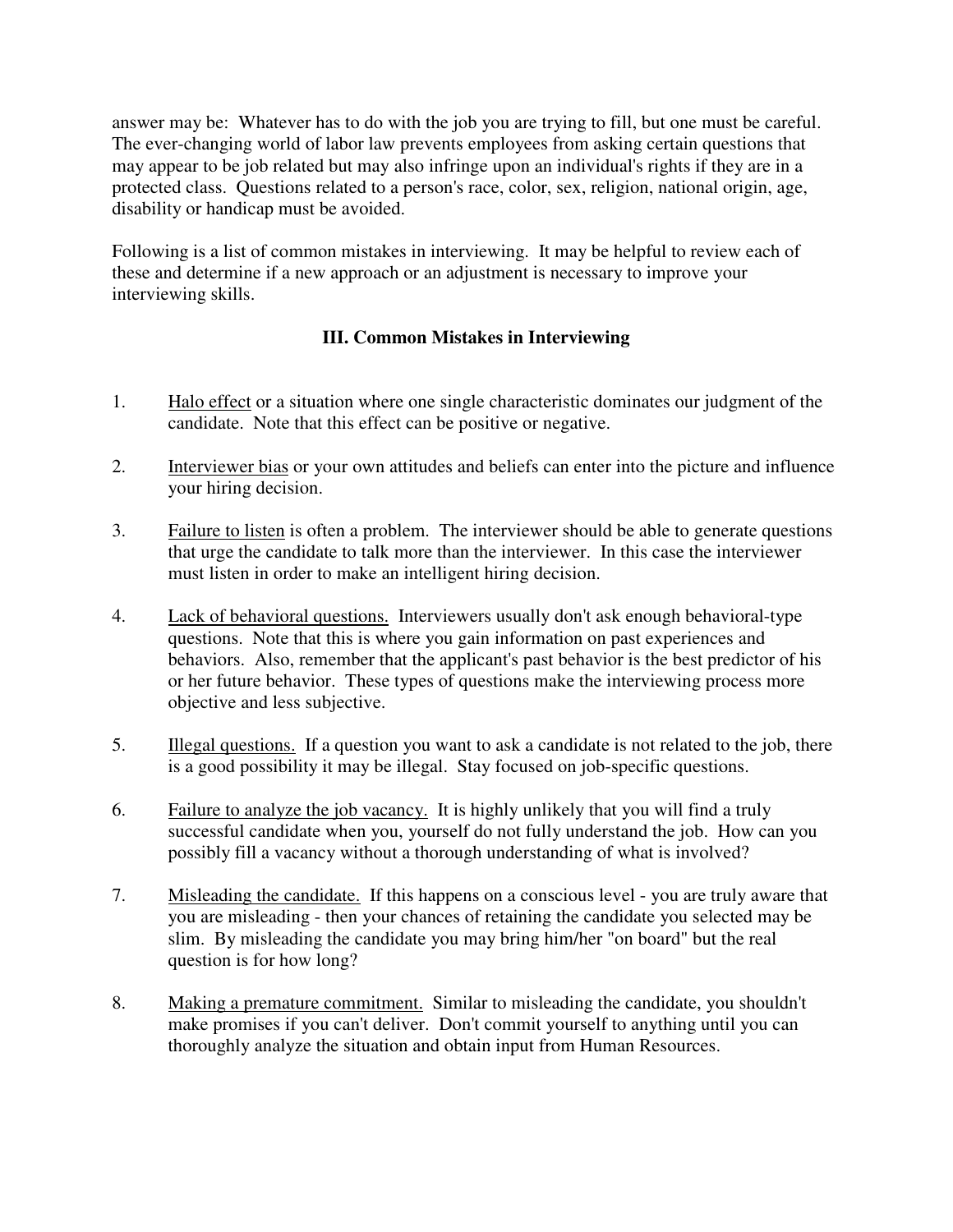answer may be: Whatever has to do with the job you are trying to fill, but one must be careful. The ever-changing world of labor law prevents employees from asking certain questions that may appear to be job related but may also infringe upon an individual's rights if they are in a protected class. Questions related to a person's race, color, sex, religion, national origin, age, disability or handicap must be avoided.

Following is a list of common mistakes in interviewing. It may be helpful to review each of these and determine if a new approach or an adjustment is necessary to improve your interviewing skills.

## III. Common Mistakes in Interviewing

1. <u>Halo effect</u> or a situation where one single characteristic dominates our judgment of the candidate. Note that this effect can be positive or negative.

2. <u>Interviewer bias</u> or your own attitudes and beliefs can enter into the picture and influence your hiring decision.

3. <u>Failure to listen</u> is often a problem. The interviewer should be able to generate questions that urge the candidate to talk more than the interviewer. In this case the interviewer must listen in order to make an intelligent hiring decision.

4. <u>Lack of behavioral questions.</u> Interviewers usually don't ask enough behavioral-type questions. Note that this is where you gain information on past experiences and behaviors. Also, remember that the applicant's past behavior is the best predictor of his or her future behavior. These types of questions make the interviewing process more objective and less subjective.

5. <u>Illegal questions.</u> If a question you want to ask a candidate is not related to the job, there is a good possibility it may be illegal. Stay focused on job-specific questions.

6. <u>Failure to analyze the job vacancy.</u> It is highly unlikely that you will find a truly successful candidate when you, yourself do not fully understand the job. How can you possibly fill a vacancy without a thorough understanding of what is involved?

7. <u>Misleading the candidate.</u> If this happens on a conscious level - you are truly aware that you are misleading - then your chances of retaining the candidate you selected may be slim. By misleading the candidate you may bring him/her "on board" but the real question is for how long?

8. <u>Making a premature commitment.</u> Similar to misleading the candidate, you shouldn't make promises if you can't deliver. Don't commit yourself to anything until you can thoroughly analyze the situation and obtain input from Human Resources.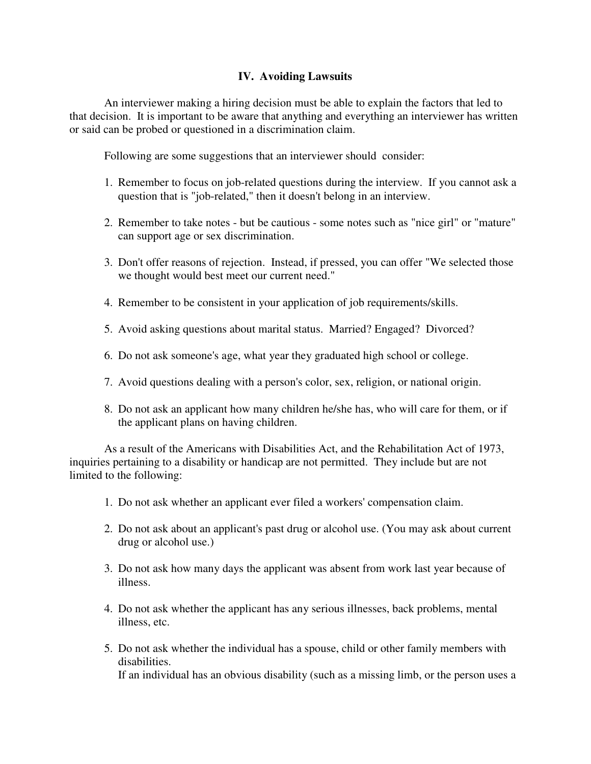## IV. Avoiding Lawsuits

An interviewer making a hiring decision must be able to explain the factors that led to that decision. It is important to be aware that anything and everything an interviewer has written or said can be probed or questioned in a discrimination claim.

Following are some suggestions that an interviewer should consider:

1. Remember to focus on job-related questions during the interview. If you cannot ask a question that is "job-related," then it doesn't belong in an interview.
2. Remember to take notes - but be cautious - some notes such as "nice girl" or "mature" can support age or sex discrimination.
3. Don't offer reasons of rejection. Instead, if pressed, you can offer "We selected those we thought would best meet our current need."
4. Remember to be consistent in your application of job requirements/skills.
5. Avoid asking questions about marital status. Married? Engaged? Divorced?
6. Do not ask someone's age, what year they graduated high school or college.
7. Avoid questions dealing with a person's color, sex, religion, or national origin.
8. Do not ask an applicant how many children he/she has, who will care for them, or if the applicant plans on having children.

As a result of the Americans with Disabilities Act, and the Rehabilitation Act of 1973, inquiries pertaining to a disability or handicap are not permitted. They include but are not limited to the following:

1. Do not ask whether an applicant ever filed a workers' compensation claim.
2. Do not ask about an applicant's past drug or alcohol use. (You may ask about current drug or alcohol use.)
3. Do not ask how many days the applicant was absent from work last year because of illness.
4. Do not ask whether the applicant has any serious illnesses, back problems, mental illness, etc.
5. Do not ask whether the individual has a spouse, child or other family members with disabilities.
   If an individual has an obvious disability (such as a missing limb, or the person uses a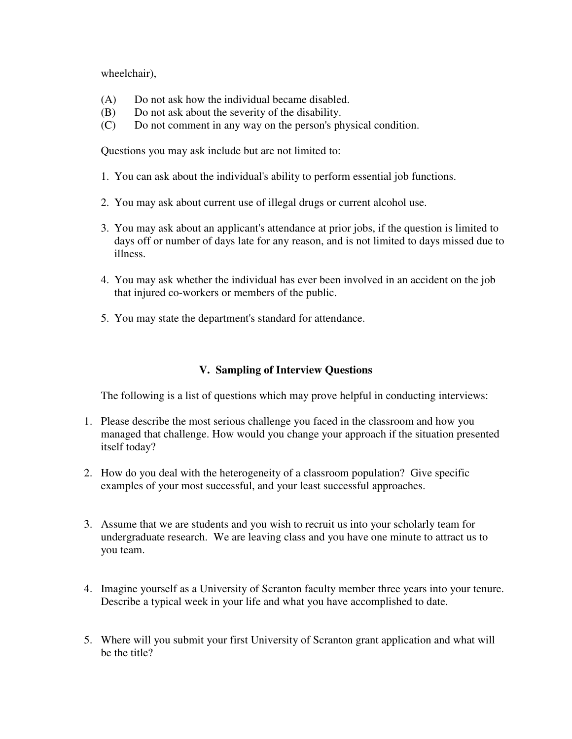wheelchair),

(A) Do not ask how the individual became disabled.
(B) Do not ask about the severity of the disability.
(C) Do not comment in any way on the person's physical condition.

Questions you may ask include but are not limited to:

1. You can ask about the individual's ability to perform essential job functions.

2. You may ask about current use of illegal drugs or current alcohol use.

3. You may ask about an applicant's attendance at prior jobs, if the question is limited to days off or number of days late for any reason, and is not limited to days missed due to illness.

4. You may ask whether the individual has ever been involved in an accident on the job that injured co-workers or members of the public.

5. You may state the department's standard for attendance.

## V. Sampling of Interview Questions

The following is a list of questions which may prove helpful in conducting interviews:

1. Please describe the most serious challenge you faced in the classroom and how you managed that challenge. How would you change your approach if the situation presented itself today?

2. How do you deal with the heterogeneity of a classroom population? Give specific examples of your most successful, and your least successful approaches.

3. Assume that we are students and you wish to recruit us into your scholarly team for undergraduate research. We are leaving class and you have one minute to attract us to you team.

4. Imagine yourself as a University of Scranton faculty member three years into your tenure. Describe a typical week in your life and what you have accomplished to date.

5. Where will you submit your first University of Scranton grant application and what will be the title?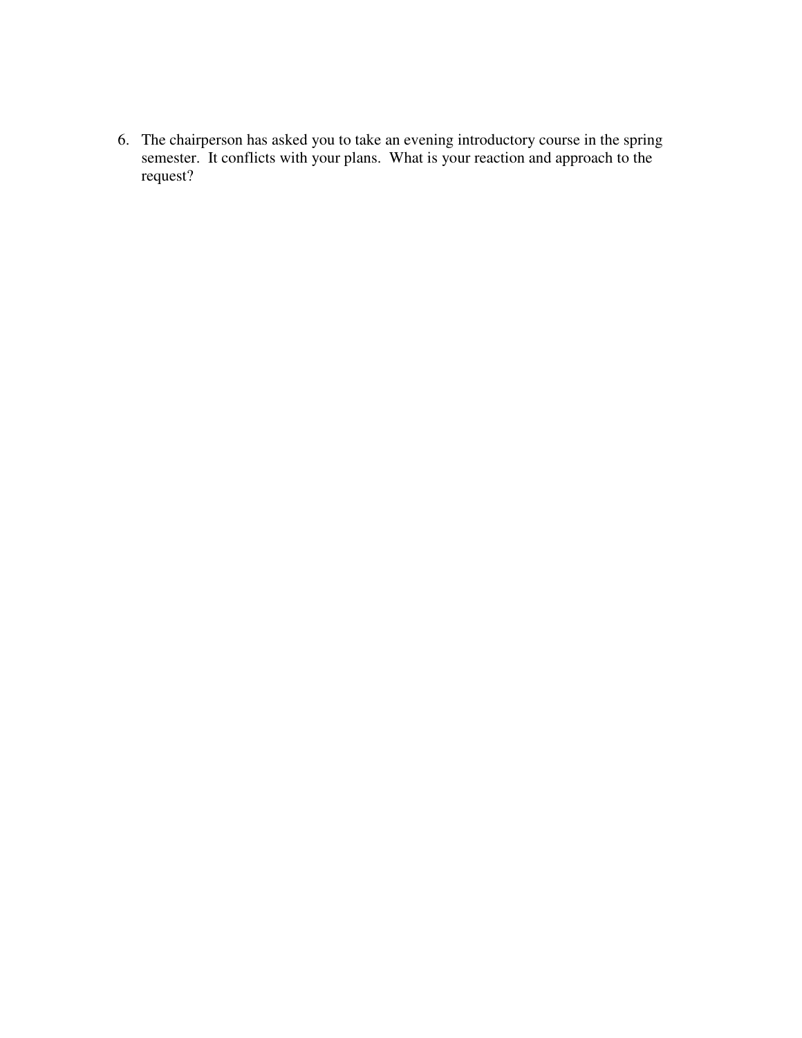6. The chairperson has asked you to take an evening introductory course in the spring semester. It conflicts with your plans. What is your reaction and approach to the request?